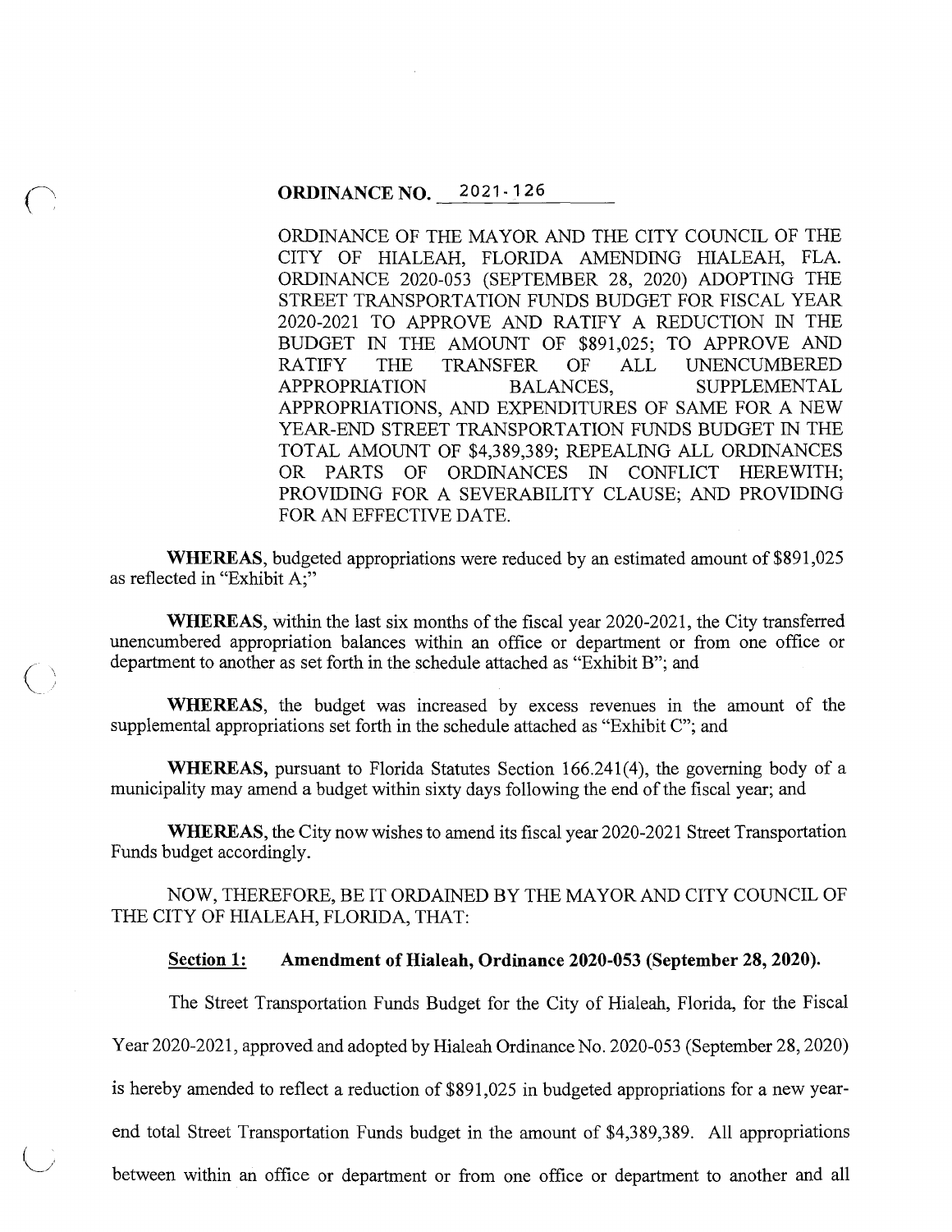**ORDINANCE NO. 2021-126**

ORDINANCE OF THE MAYOR AND THE CITY COUNCIL OF THE CITY OF HIALEAH, FLORIDA AMENDING HIALEAH, FLA. ORDINANCE 2020-053 (SEPTEMBER 28, 2020) ADOPTING THE STREET TRANSPORTATION FUNDS BUDGET FOR FISCAL YEAR 2020-2021 TO APPROVE AND RATIFY A REDUCTION IN THE BUDGET IN THE AMOUNT OF $891,025; TO APPROVE AND RATIFY THE TRANSFER OF ALL UNENCUMBERED APPROPRIATION BALANCES, SUPPLEMENTAL APPROPRIATIONS, AND EXPENDITURES OF SAME FOR A NEW YEAR-END STREET TRANSPORTATION FUNDS BUDGET IN THE TOTAL AMOUNT OF $4,389,389; REPEALING ALL ORDINANCES OR PARTS OF ORDINANCES IN CONFLICT HEREWITH; PROVIDING FOR A SEVERABILITY CLAUSE; AND PROVIDING FOR AN EFFECTIVE DATE.

**WHEREAS**, budgeted appropriations were reduced by an estimated amount of $891,025 as reflected in "Exhibit A;"

**WHEREAS**, within the last six months of the fiscal year 2020-2021, the City transferred unencumbered appropriation balances within an office or department or from one office or department to another as set forth in the schedule attached as "Exhibit B"; and

**WHEREAS**, the budget was increased by excess revenues in the amount of the supplemental appropriations set forth in the schedule attached as "Exhibit C"; and

**WHEREAS,** pursuant to Florida Statutes Section 166.241(4), the governing body of a municipality may amend a budget within sixty days following the end of the fiscal year; and

**WHEREAS,** the City now wishes to amend its fiscal year 2020-2021 Street Transportation Funds budget accordingly.

NOW, THEREFORE, BE IT ORDAINED BY THE MAYOR AND CITY COUNCIL OF THE CITY OF HIALEAH, FLORIDA, THAT:

**Section 1: Amendment of Hialeah, Ordinance 2020-053 (September 28, 2020).**

The Street Transportation Funds Budget for the City of Hialeah, Florida, for the Fiscal Year 2020-2021, approved and adopted by Hialeah Ordinance No. 2020-053 (September 28, 2020) is hereby amended to reflect a reduction of $891,025 in budgeted appropriations for a new year-end total Street Transportation Funds budget in the amount of $4,389,389. All appropriations between within an office or department or from one office or department to another and all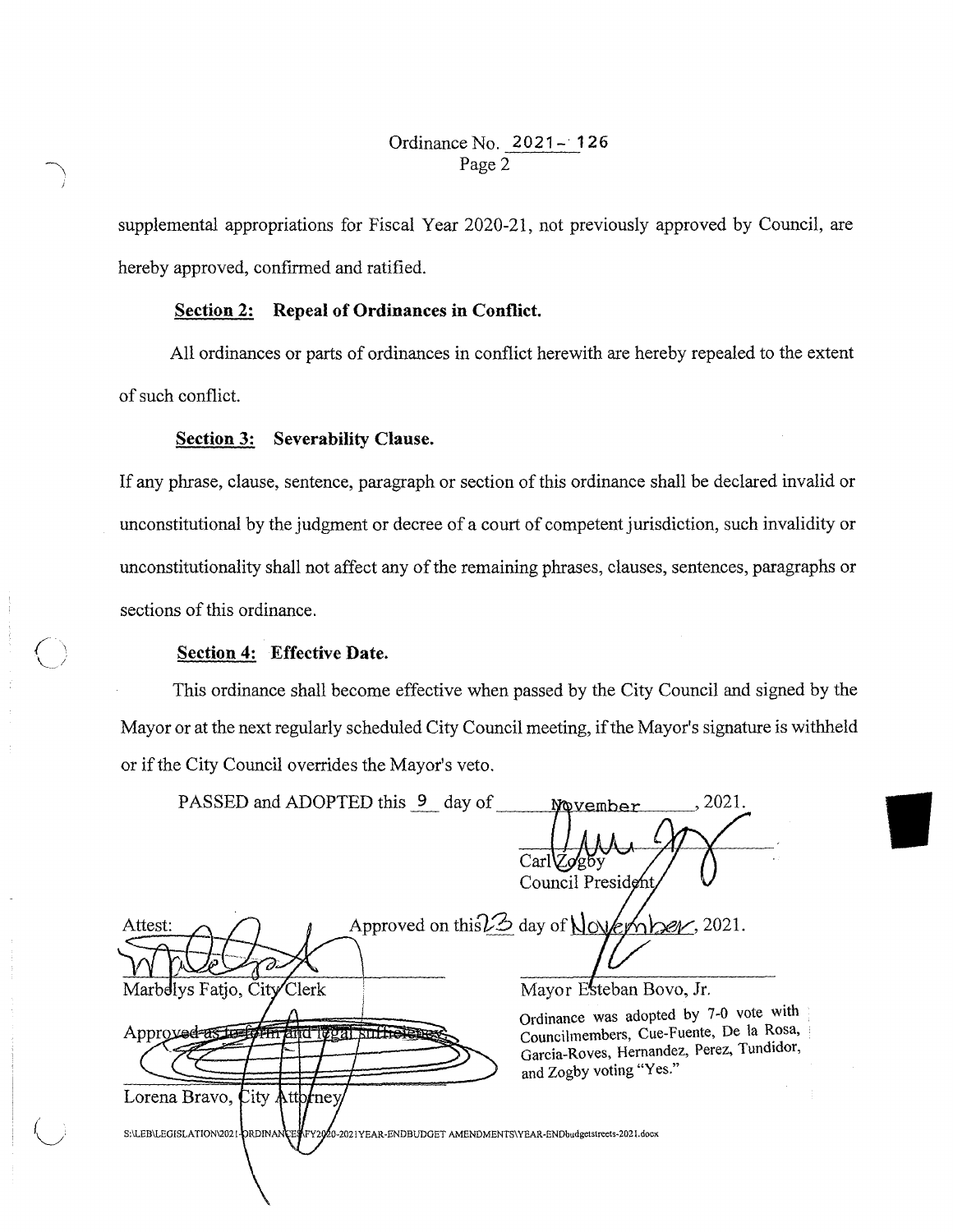Ordinance No. 2021-126
Page 2

supplemental appropriations for Fiscal Year 2020-21, not previously approved by Council, are hereby approved, confirmed and ratified.

**Section 2: Repeal of Ordinances in Conflict.**

All ordinances or parts of ordinances in conflict herewith are hereby repealed to the extent of such conflict.

**Section 3: Severability Clause.**

If any phrase, clause, sentence, paragraph or section of this ordinance shall be declared invalid or unconstitutional by the judgment or decree of a court of competent jurisdiction, such invalidity or unconstitutionality shall not affect any of the remaining phrases, clauses, sentences, paragraphs or sections of this ordinance.

**Section 4: Effective Date.**

This ordinance shall become effective when passed by the City Council and signed by the Mayor or at the next regularly scheduled City Council meeting, if the Mayor's signature is withheld or if the City Council overrides the Mayor's veto.

PASSED and ADOPTED this 9 day of November, 2021.

Carl Zogby
Council President

Attest:

Marbelys Fatjo, City Clerk

Approved on this 23 day of November, 2021.

Mayor Esteban Bovo, Jr.

Approved as to form and legal sufficiency:

Lorena Bravo, City Attorney

Ordinance was adopted by 7-0 vote with Councilmembers, Cue-Fuente, De la Rosa, Garcia-Roves, Hernandez, Perez, Tundidor, and Zogby voting "Yes."

S:\LEB\LEGISLATION\2021-ORDINANCES\FY2020-2021YEAR-ENDBUDGET AMENDMENTS\YEAR-ENDbudgetstreets-2021.docx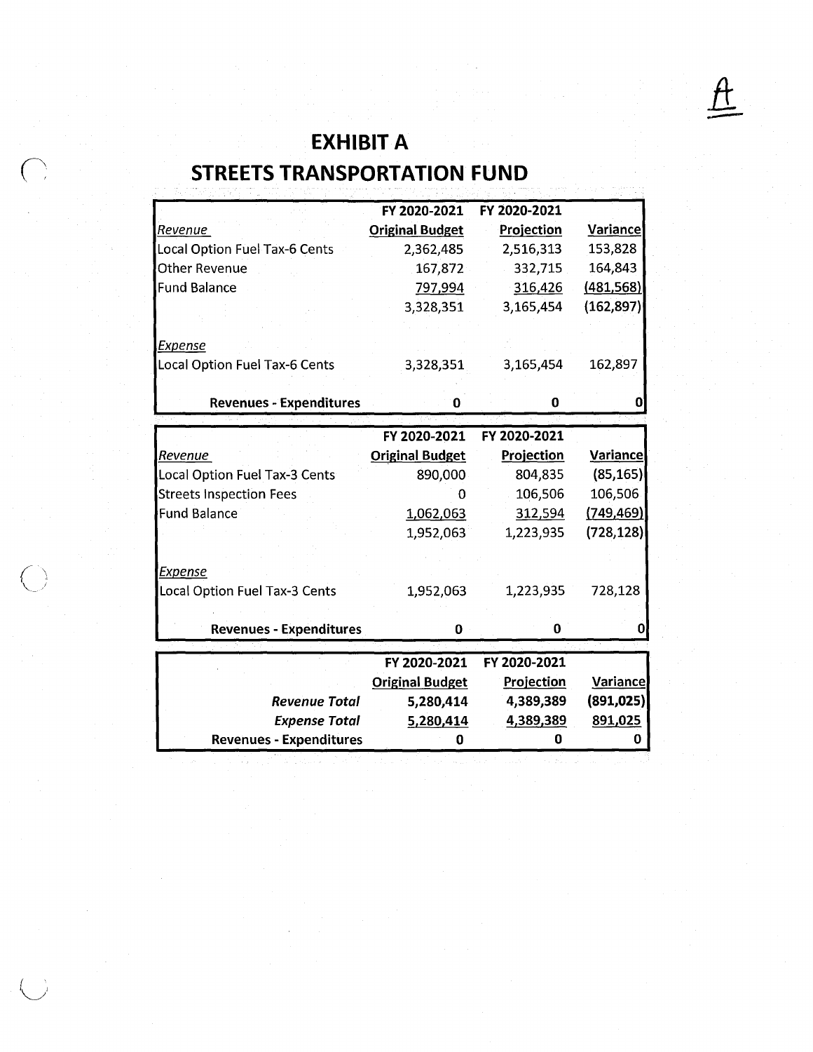A

# EXHIBIT A

# STREETS TRANSPORTATION FUND

| | FY 2020-2021 | FY 2020-2021 | |
|---|---|---|---|
| *Revenue* | **Original Budget** | **Projection** | **Variance** |
| Local Option Fuel Tax-6 Cents | 2,362,485 | 2,516,313 | 153,828 |
| Other Revenue | 167,872 | 332,715 | 164,843 |
| Fund Balance | 797,994 | 316,426 | (481,568) |
| | 3,328,351 | 3,165,454 | (162,897) |
| *Expense* | | | |
| Local Option Fuel Tax-6 Cents | 3,328,351 | 3,165,454 | 162,897 |
| **Revenues - Expenditures** | **0** | **0** | **0** |

| | FY 2020-2021 | FY 2020-2021 | |
|---|---|---|---|
| *Revenue* | **Original Budget** | **Projection** | **Variance** |
| Local Option Fuel Tax-3 Cents | 890,000 | 804,835 | (85,165) |
| Streets Inspection Fees | 0 | 106,506 | 106,506 |
| Fund Balance | 1,062,063 | 312,594 | (749,469) |
| | 1,952,063 | 1,223,935 | (728,128) |
| *Expense* | | | |
| Local Option Fuel Tax-3 Cents | 1,952,063 | 1,223,935 | 728,128 |
| **Revenues - Expenditures** | **0** | **0** | **0** |

| | FY 2020-2021 | FY 2020-2021 | |
|---|---|---|---|
| | **Original Budget** | **Projection** | **Variance** |
| ***Revenue Total*** | **5,280,414** | **4,389,389** | **(891,025)** |
| ***Expense Total*** | **5,280,414** | **4,389,389** | **891,025** |
| **Revenues - Expenditures** | **0** | **0** | **0** |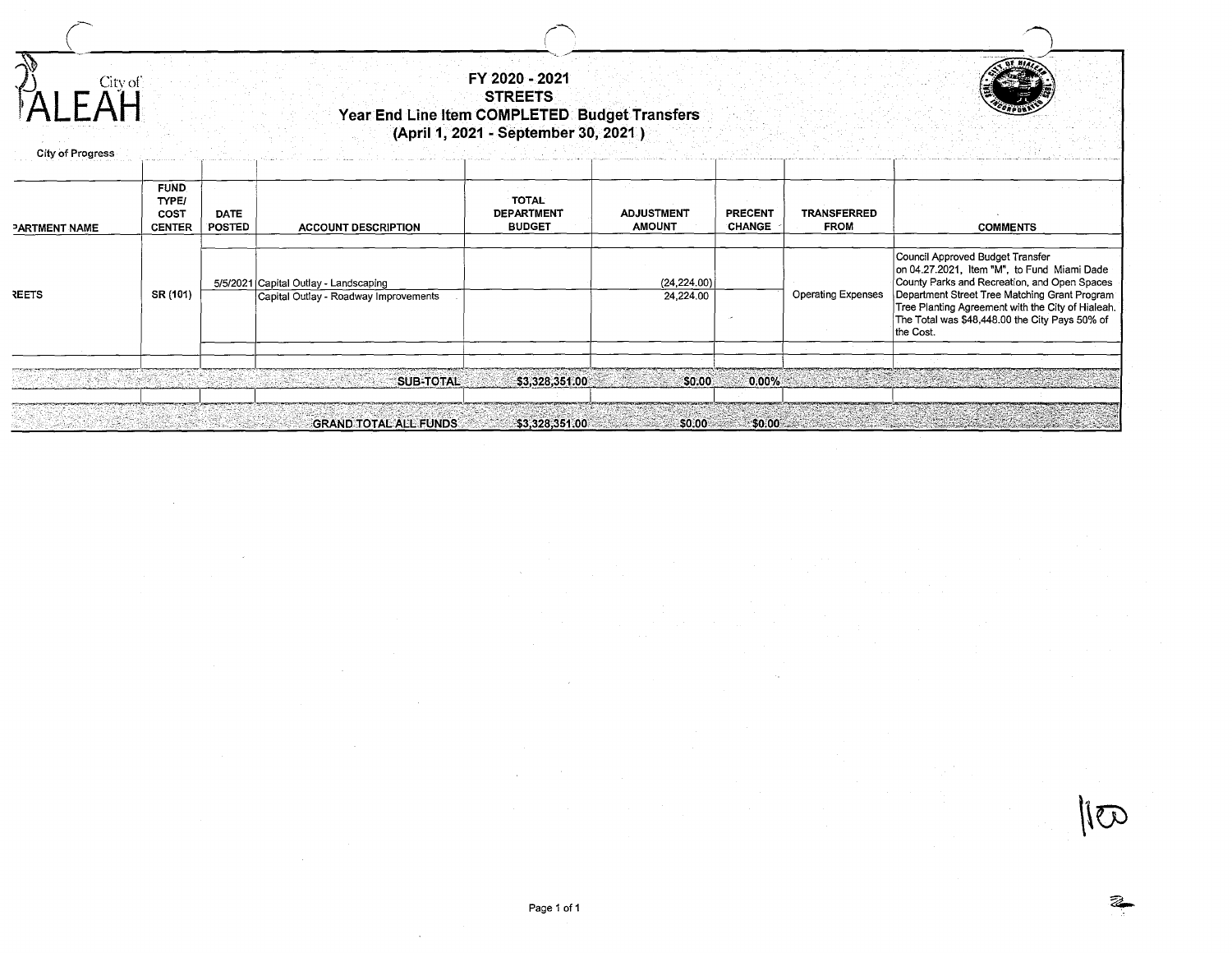City of HIALEAH

City of Progress

# FY 2020 - 2021
# STREETS
## Year End Line Item COMPLETED Budget Transfers
## (April 1, 2021 - September 30, 2021 )

| DEPARTMENT NAME | FUND TYPE/ COST CENTER | DATE POSTED | ACCOUNT DESCRIPTION | TOTAL DEPARTMENT BUDGET | ADJUSTMENT AMOUNT | PRECENT CHANGE | TRANSFERRED FROM | COMMENTS |
|---|---|---|---|---|---|---|---|---|
| STREETS | SR (101) | 5/5/2021 | Capital Outlay - Landscaping | | (24,224.00) | | Operating Expenses | Council Approved Budget Transfer on 04.27.2021, Item "M", to Fund Miami Dade County Parks and Recreation, and Open Spaces Department Street Tree Matching Grant Program Tree Planting Agreement with the City of Hialeah. The Total was $48,448.00 the City Pays 50% of the Cost. |
| | | | Capital Outlay - Roadway Improvements | | 24,224.00 | | | |
| | | | SUB-TOTAL | $3,328,351.00 | $0.00 | 0.00% | | |
| | | | GRAND TOTAL ALL FUNDS | $3,328,351.00 | $0.00 | $0.00 | | |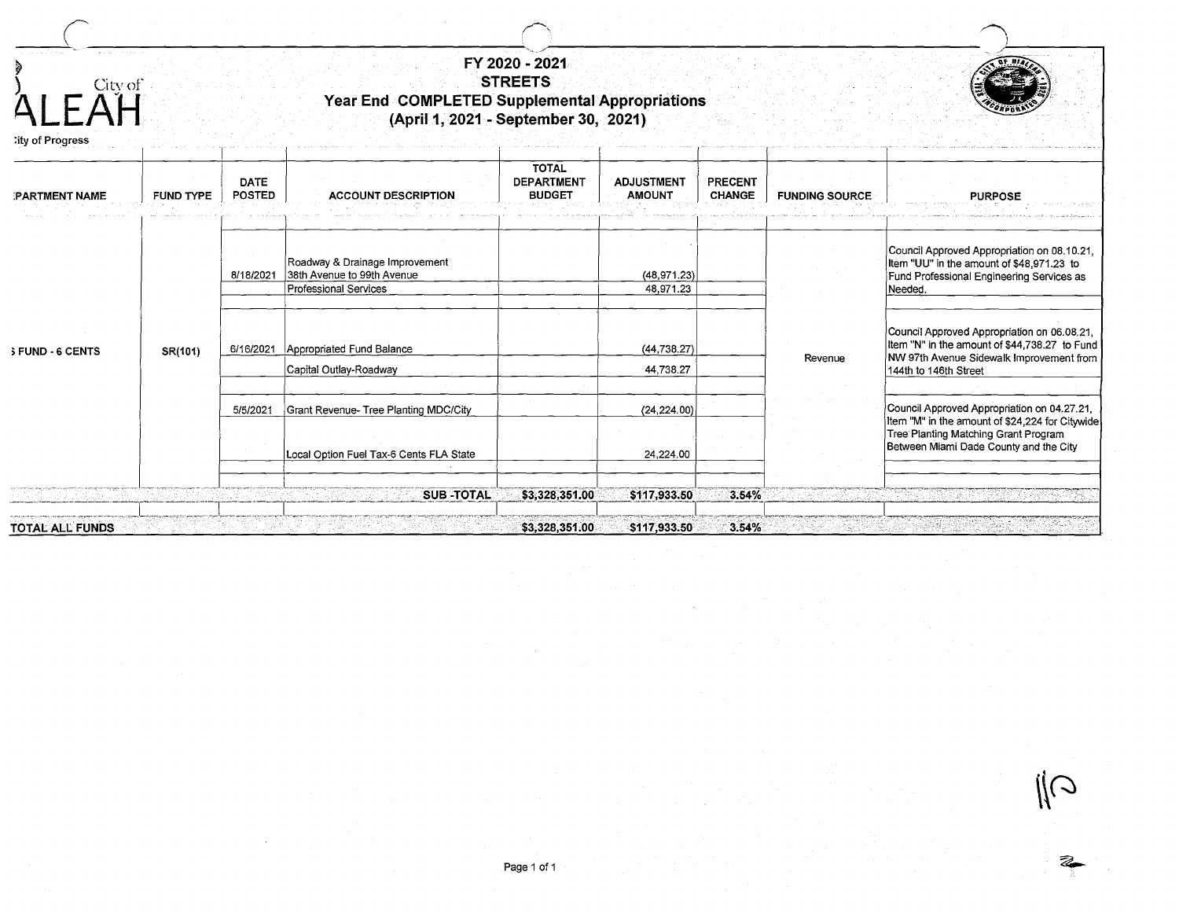City of HIALEAH
City of Progress

# FY 2020 - 2021
## STREETS
## Year End COMPLETED Supplemental Appropriations
## (April 1, 2021 - September 30, 2021)

| DEPARTMENT NAME | FUND TYPE | DATE POSTED | ACCOUNT DESCRIPTION | TOTAL DEPARTMENT BUDGET | ADJUSTMENT AMOUNT | PRECENT CHANGE | FUNDING SOURCE | PURPOSE |
|---|---|---|---|---|---|---|---|---|
| S FUND - 6 CENTS | SR(101) | 8/18/2021 | Roadway & Drainage Improvement 38th Avenue to 99th Avenue | | (48,971.23) | | Revenue | Council Approved Appropriation on 08.10.21, Item "UU" in the amount of $48,971.23 to Fund Professional Engineering Services as Needed. |
| | | | Professional Services | | 48,971.23 | | | |
| | | 6/16/2021 | Appropriated Fund Balance | | (44,738.27) | | | Council Approved Appropriation on 06.08.21, Item "N" in the amount of $44,738.27 to Fund NW 97th Avenue Sidewalk Improvement from 144th to 146th Street |
| | | | Capital Outlay-Roadway | | 44,738.27 | | | |
| | | 5/5/2021 | Grant Revenue- Tree Planting MDC/City | | (24,224.00) | | | Council Approved Appropriation on 04.27.21, Item "M" in the amount of $24,224 for Citywide Tree Planting Matching Grant Program Between Miami Dade County and the City |
| | | | Local Option Fuel Tax-6 Cents FLA State | | 24,224.00 | | | |
| | | | SUB -TOTAL | $3,328,351.00 | $117,933.50 | 3.54% | | |
| TOTAL ALL FUNDS | | | | $3,328,351.00 | $117,933.50 | 3.54% | | |